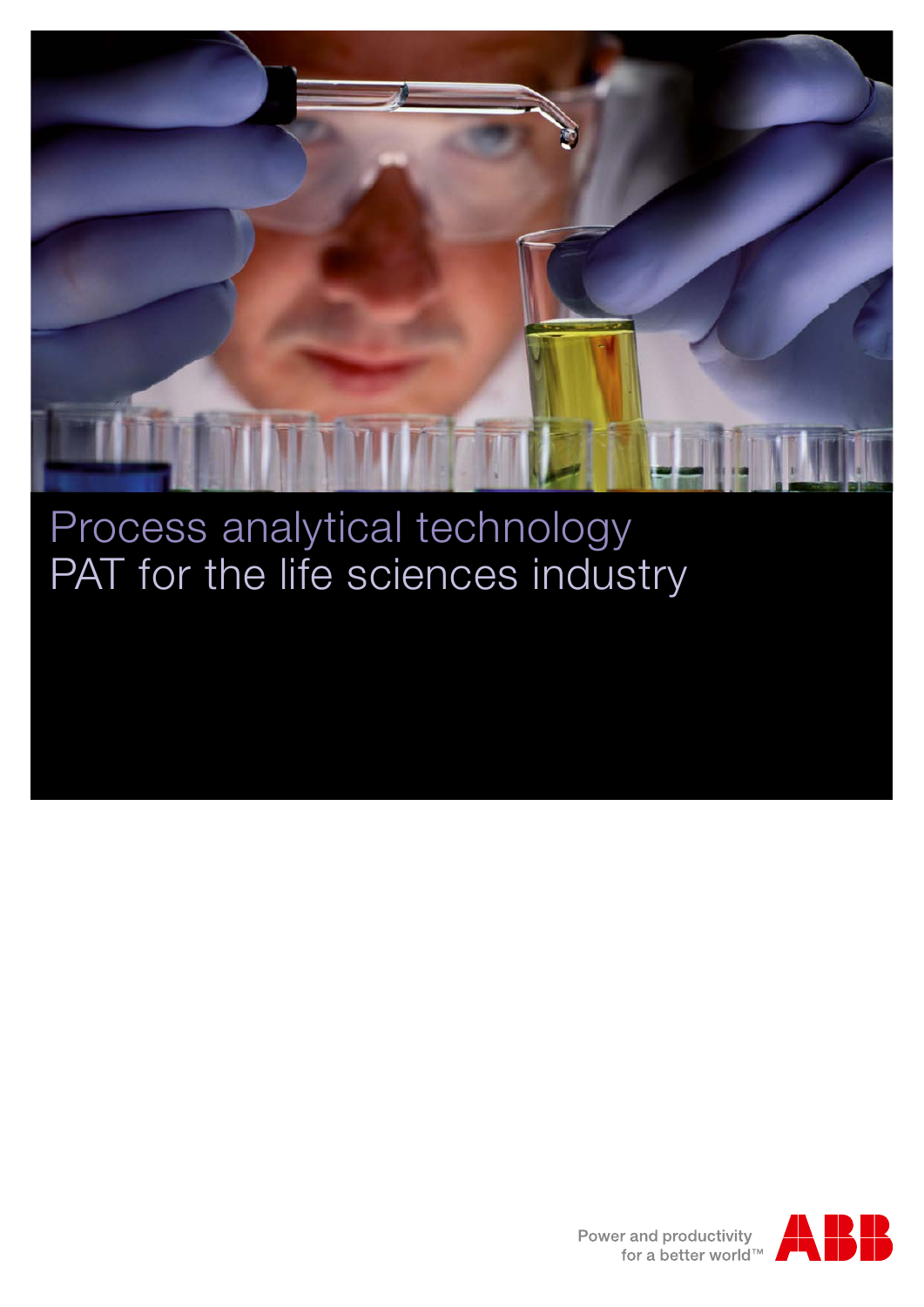# Process analytical technology
# PAT for the life sciences industry

Power and productivity for a better world™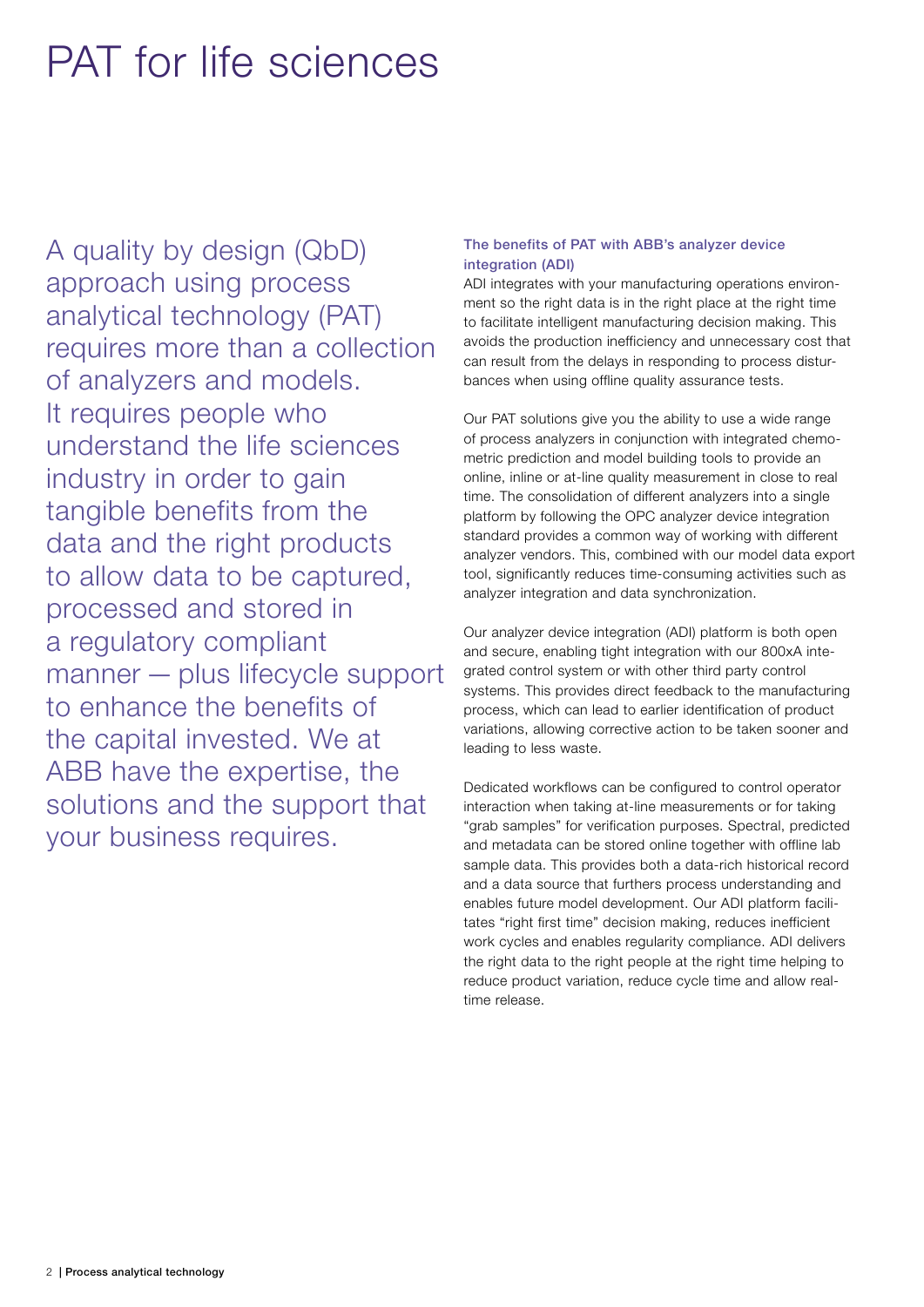# PAT for life sciences

A quality by design (QbD) approach using process analytical technology (PAT) requires more than a collection of analyzers and models. It requires people who understand the life sciences industry in order to gain tangible benefits from the data and the right products to allow data to be captured, processed and stored in a regulatory compliant manner — plus lifecycle support to enhance the benefits of the capital invested. We at ABB have the expertise, the solutions and the support that your business requires.

### The benefits of PAT with ABB's analyzer device integration (ADI)

ADI integrates with your manufacturing operations environment so the right data is in the right place at the right time to facilitate intelligent manufacturing decision making. This avoids the production inefficiency and unnecessary cost that can result from the delays in responding to process disturbances when using offline quality assurance tests.

Our PAT solutions give you the ability to use a wide range of process analyzers in conjunction with integrated chemometric prediction and model building tools to provide an online, inline or at-line quality measurement in close to real time. The consolidation of different analyzers into a single platform by following the OPC analyzer device integration standard provides a common way of working with different analyzer vendors. This, combined with our model data export tool, significantly reduces time-consuming activities such as analyzer integration and data synchronization.

Our analyzer device integration (ADI) platform is both open and secure, enabling tight integration with our 800xA integrated control system or with other third party control systems. This provides direct feedback to the manufacturing process, which can lead to earlier identification of product variations, allowing corrective action to be taken sooner and leading to less waste.

Dedicated workflows can be configured to control operator interaction when taking at-line measurements or for taking "grab samples" for verification purposes. Spectral, predicted and metadata can be stored online together with offline lab sample data. This provides both a data-rich historical record and a data source that furthers process understanding and enables future model development. Our ADI platform facilitates "right first time" decision making, reduces inefficient work cycles and enables regularity compliance. ADI delivers the right data to the right people at the right time helping to reduce product variation, reduce cycle time and allow real-time release.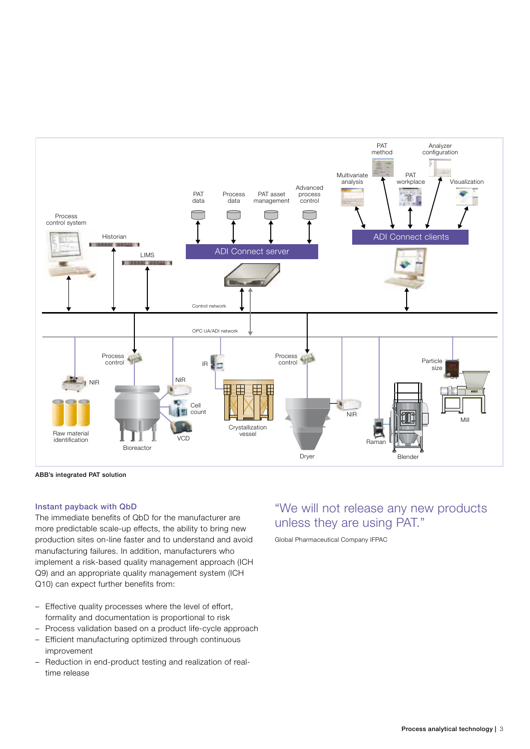ABB's integrated PAT solution

### Instant payback with QbD

The immediate benefits of QbD for the manufacturer are more predictable scale-up effects, the ability to bring new production sites on-line faster and to understand and avoid manufacturing failures. In addition, manufacturers who implement a risk-based quality management approach (ICH Q9) and an appropriate quality management system (ICH Q10) can expect further benefits from:

- Effective quality processes where the level of effort, formality and documentation is proportional to risk
- Process validation based on a product life-cycle approach
- Efficient manufacturing optimized through continuous improvement
- Reduction in end-product testing and realization of real-time release

"We will not release any new products unless they are using PAT."

Global Pharmaceutical Company IFPAC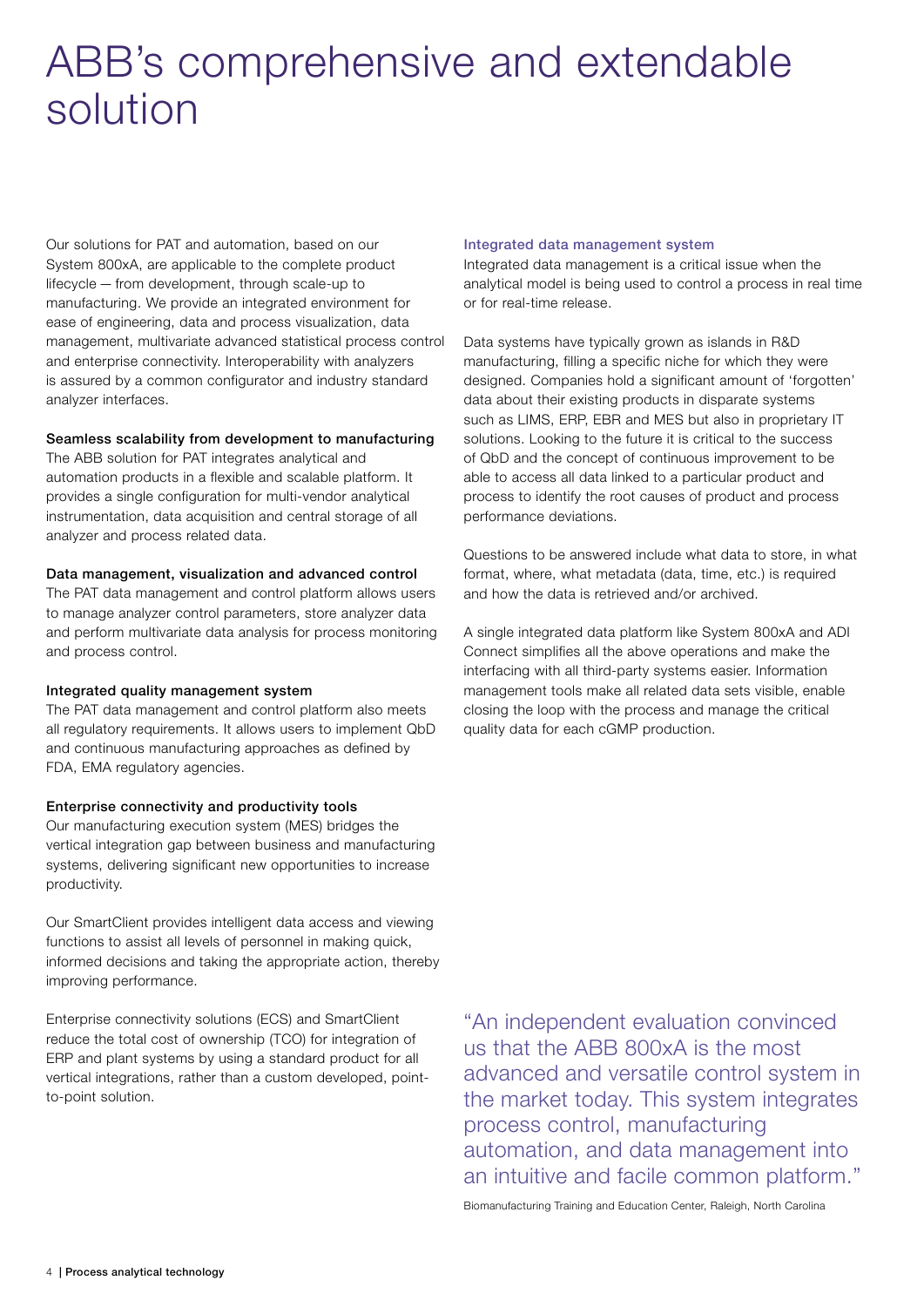# ABB's comprehensive and extendable solution

Our solutions for PAT and automation, based on our System 800xA, are applicable to the complete product lifecycle — from development, through scale-up to manufacturing. We provide an integrated environment for ease of engineering, data and process visualization, data management, multivariate advanced statistical process control and enterprise connectivity. Interoperability with analyzers is assured by a common configurator and industry standard analyzer interfaces.

### Seamless scalability from development to manufacturing

The ABB solution for PAT integrates analytical and automation products in a flexible and scalable platform. It provides a single configuration for multi-vendor analytical instrumentation, data acquisition and central storage of all analyzer and process related data.

### Data management, visualization and advanced control

The PAT data management and control platform allows users to manage analyzer control parameters, store analyzer data and perform multivariate data analysis for process monitoring and process control.

### Integrated quality management system

The PAT data management and control platform also meets all regulatory requirements. It allows users to implement QbD and continuous manufacturing approaches as defined by FDA, EMA regulatory agencies.

### Enterprise connectivity and productivity tools

Our manufacturing execution system (MES) bridges the vertical integration gap between business and manufacturing systems, delivering significant new opportunities to increase productivity.

Our SmartClient provides intelligent data access and viewing functions to assist all levels of personnel in making quick, informed decisions and taking the appropriate action, thereby improving performance.

Enterprise connectivity solutions (ECS) and SmartClient reduce the total cost of ownership (TCO) for integration of ERP and plant systems by using a standard product for all vertical integrations, rather than a custom developed, point-to-point solution.

### Integrated data management system

Integrated data management is a critical issue when the analytical model is being used to control a process in real time or for real-time release.

Data systems have typically grown as islands in R&D manufacturing, filling a specific niche for which they were designed. Companies hold a significant amount of 'forgotten' data about their existing products in disparate systems such as LIMS, ERP, EBR and MES but also in proprietary IT solutions. Looking to the future it is critical to the success of QbD and the concept of continuous improvement to be able to access all data linked to a particular product and process to identify the root causes of product and process performance deviations.

Questions to be answered include what data to store, in what format, where, what metadata (data, time, etc.) is required and how the data is retrieved and/or archived.

A single integrated data platform like System 800xA and ADI Connect simplifies all the above operations and make the interfacing with all third-party systems easier. Information management tools make all related data sets visible, enable closing the loop with the process and manage the critical quality data for each cGMP production.

> "An independent evaluation convinced us that the ABB 800xA is the most advanced and versatile control system in the market today. This system integrates process control, manufacturing automation, and data management into an intuitive and facile common platform."
>
> Biomanufacturing Training and Education Center, Raleigh, North Carolina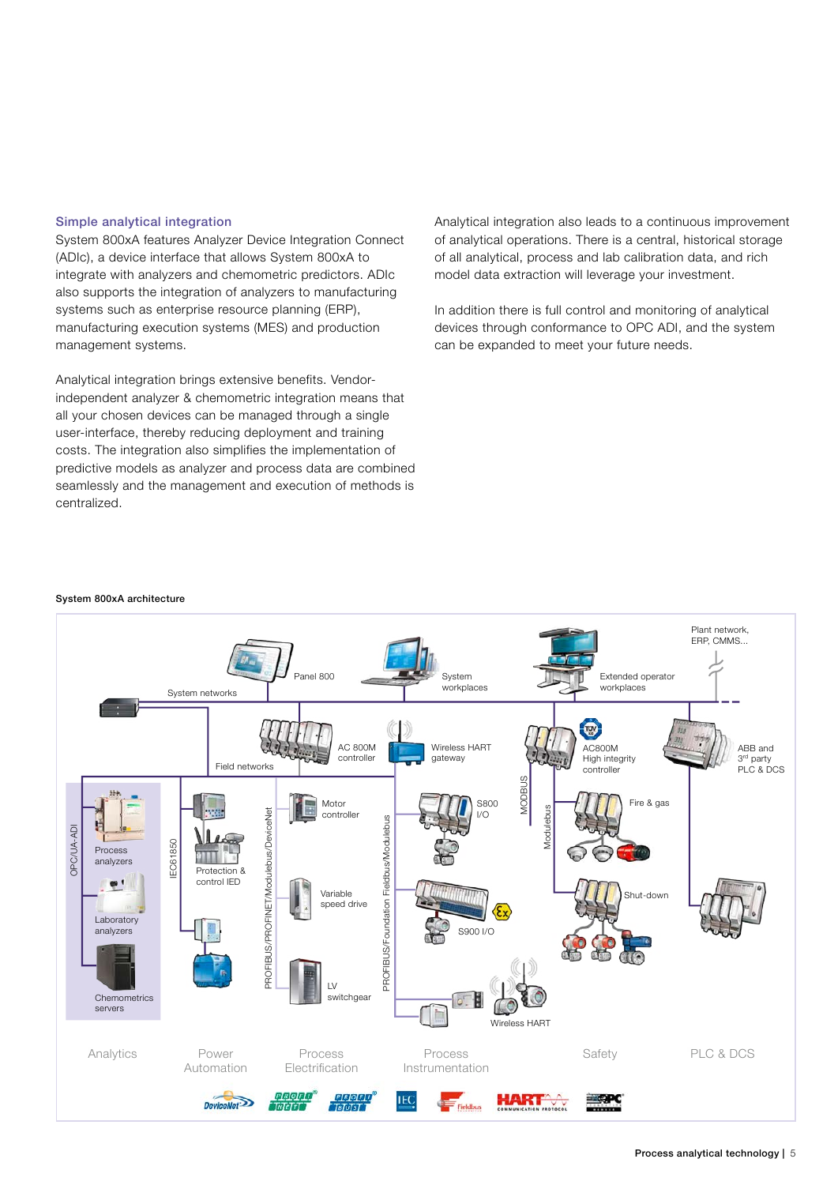## Simple analytical integration

System 800xA features Analyzer Device Integration Connect (ADIc), a device interface that allows System 800xA to integrate with analyzers and chemometric predictors. ADIc also supports the integration of analyzers to manufacturing systems such as enterprise resource planning (ERP), manufacturing execution systems (MES) and production management systems.

Analytical integration brings extensive benefits. Vendor-independent analyzer & chemometric integration means that all your chosen devices can be managed through a single user-interface, thereby reducing deployment and training costs. The integration also simplifies the implementation of predictive models as analyzer and process data are combined seamlessly and the management and execution of methods is centralized.

Analytical integration also leads to a continuous improvement of analytical operations. There is a central, historical storage of all analytical, process and lab calibration data, and rich model data extraction will leverage your investment.

In addition there is full control and monitoring of analytical devices through conformance to OPC ADI, and the system can be expanded to meet your future needs.

**System 800xA architecture**

Plant network, ERP, CMMS...

Panel 800 | System workplaces | Extended operator workplaces | System networks

AC 800M controller | Wireless HART gateway | AC800M High integrity controller | ABB and 3rd party PLC & DCS | Field networks

OPC/UA-ADI: Process analyzers | Laboratory analyzers | Chemometrics servers

IEC61850: Protection & control IED

PROFIBUS/PROFINET/Modulebus/DeviceNet: Motor controller | Variable speed drive | LV switchgear

PROFIBUS/Foundation Fieldbus/Modulebus: S800 I/O | S900 I/O | Wireless HART

MODBUS | Modulebus: Fire & gas | Shut-down

Analytics | Power Automation | Process Electrification | Process Instrumentation | Safety | PLC & DCS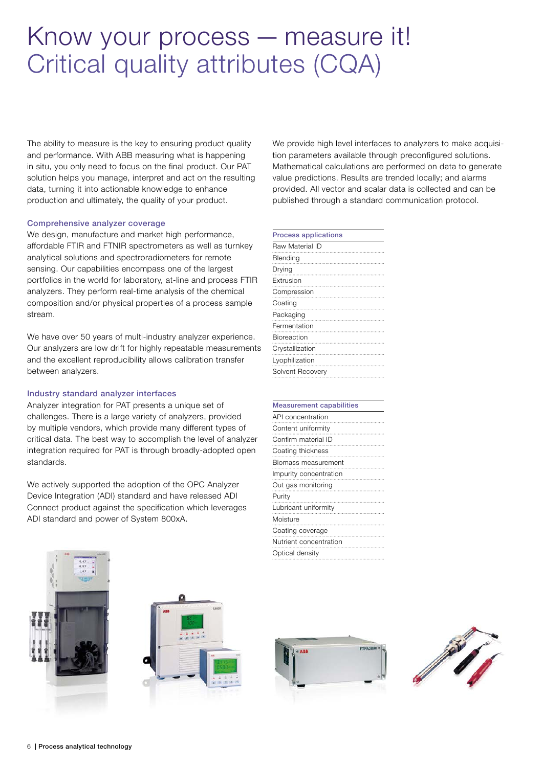# Know your process — measure it!
# Critical quality attributes (CQA)

The ability to measure is the key to ensuring product quality and performance. With ABB measuring what is happening in situ, you only need to focus on the final product. Our PAT solution helps you manage, interpret and act on the resulting data, turning it into actionable knowledge to enhance production and ultimately, the quality of your product.

### Comprehensive analyzer coverage

We design, manufacture and market high performance, affordable FTIR and FTNIR spectrometers as well as turnkey analytical solutions and spectroradiometers for remote sensing. Our capabilities encompass one of the largest portfolios in the world for laboratory, at-line and process FTIR analyzers. They perform real-time analysis of the chemical composition and/or physical properties of a process sample stream.

We have over 50 years of multi-industry analyzer experience. Our analyzers are low drift for highly repeatable measurements and the excellent reproducibility allows calibration transfer between analyzers.

### Industry standard analyzer interfaces

Analyzer integration for PAT presents a unique set of challenges. There is a large variety of analyzers, provided by multiple vendors, which provide many different types of critical data. The best way to accomplish the level of analyzer integration required for PAT is through broadly-adopted open standards.

We actively supported the adoption of the OPC Analyzer Device Integration (ADI) standard and have released ADI Connect product against the specification which leverages ADI standard and power of System 800xA.

We provide high level interfaces to analyzers to make acquisition parameters available through preconfigured solutions. Mathematical calculations are performed on data to generate value predictions. Results are trended locally; and alarms provided. All vector and scalar data is collected and can be published through a standard communication protocol.

| Process applications |
|---|
| Raw Material ID |
| Blending |
| Drying |
| Extrusion |
| Compression |
| Coating |
| Packaging |
| Fermentation |
| Bioreaction |
| Crystallization |
| Lyophilization |
| Solvent Recovery |

| Measurement capabilities |
|---|
| API concentration |
| Content uniformity |
| Confirm material ID |
| Coating thickness |
| Biomass measurement |
| Impurity concentration |
| Out gas monitoring |
| Purity |
| Lubricant uniformity |
| Moisture |
| Coating coverage |
| Nutrient concentration |
| Optical density |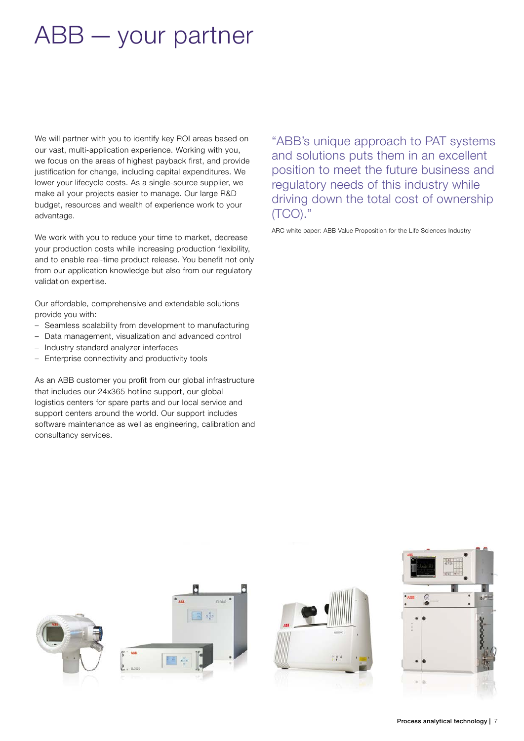# ABB — your partner

We will partner with you to identify key ROI areas based on our vast, multi-application experience. Working with you, we focus on the areas of highest payback first, and provide justification for change, including capital expenditures. We lower your lifecycle costs. As a single-source supplier, we make all your projects easier to manage. Our large R&D budget, resources and wealth of experience work to your advantage.

We work with you to reduce your time to market, decrease your production costs while increasing production flexibility, and to enable real-time product release. You benefit not only from our application knowledge but also from our regulatory validation expertise.

Our affordable, comprehensive and extendable solutions provide you with:

- Seamless scalability from development to manufacturing
- Data management, visualization and advanced control
- Industry standard analyzer interfaces
- Enterprise connectivity and productivity tools

As an ABB customer you profit from our global infrastructure that includes our 24x365 hotline support, our global logistics centers for spare parts and our local service and support centers around the world. Our support includes software maintenance as well as engineering, calibration and consultancy services.

"ABB's unique approach to PAT systems and solutions puts them in an excellent position to meet the future business and regulatory needs of this industry while driving down the total cost of ownership (TCO)."

ARC white paper: ABB Value Proposition for the Life Sciences Industry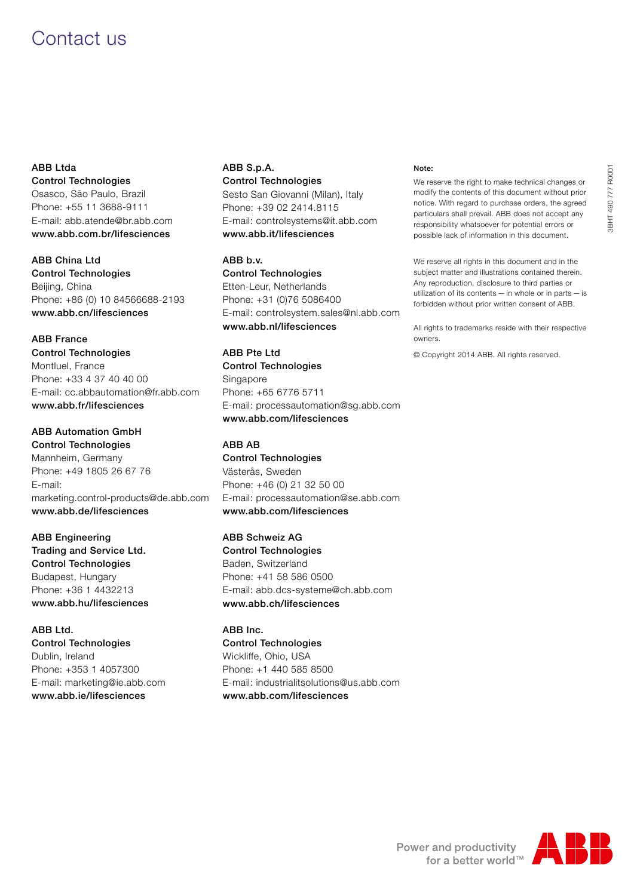# Contact us

**ABB Ltda**
**Control Technologies**
Osasco, São Paulo, Brazil
Phone: +55 11 3688-9111
E-mail: abb.atende@br.abb.com
**www.abb.com.br/lifesciences**

**ABB China Ltd**
**Control Technologies**
Beijing, China
Phone: +86 (0) 10 84566688-2193
**www.abb.cn/lifesciences**

**ABB France**
**Control Technologies**
Montluel, France
Phone: +33 4 37 40 40 00
E-mail: cc.abbautomation@fr.abb.com
**www.abb.fr/lifesciences**

**ABB Automation GmbH**
**Control Technologies**
Mannheim, Germany
Phone: +49 1805 26 67 76
E-mail:
marketing.control-products@de.abb.com
**www.abb.de/lifesciences**

**ABB Engineering**
**Trading and Service Ltd.**
**Control Technologies**
Budapest, Hungary
Phone: +36 1 4432213
**www.abb.hu/lifesciences**

**ABB Ltd.**
**Control Technologies**
Dublin, Ireland
Phone: +353 1 4057300
E-mail: marketing@ie.abb.com
**www.abb.ie/lifesciences**

**ABB S.p.A.**
**Control Technologies**
Sesto San Giovanni (Milan), Italy
Phone: +39 02 2414.8115
E-mail: controlsystems@it.abb.com
**www.abb.it/lifesciences**

**ABB b.v.**
**Control Technologies**
Etten-Leur, Netherlands
Phone: +31 (0)76 5086400
E-mail: controlsystem.sales@nl.abb.com
**www.abb.nl/lifesciences**

**ABB Pte Ltd**
**Control Technologies**
Singapore
Phone: +65 6776 5711
E-mail: processautomation@sg.abb.com
**www.abb.com/lifesciences**

**ABB AB**
**Control Technologies**
Västerås, Sweden
Phone: +46 (0) 21 32 50 00
E-mail: processautomation@se.abb.com
**www.abb.com/lifesciences**

**ABB Schweiz AG**
**Control Technologies**
Baden, Switzerland
Phone: +41 58 586 0500
E-mail: abb.dcs-systeme@ch.abb.com
**www.abb.ch/lifesciences**

**ABB Inc.**
**Control Technologies**
Wickliffe, Ohio, USA
Phone: +1 440 585 8500
E-mail: industrialitsolutions@us.abb.com
**www.abb.com/lifesciences**

**Note:**

We reserve the right to make technical changes or modify the contents of this document without prior notice. With regard to purchase orders, the agreed particulars shall prevail. ABB does not accept any responsibility whatsoever for potential errors or possible lack of information in this document.

We reserve all rights in this document and in the subject matter and illustrations contained therein. Any reproduction, disclosure to third parties or utilization of its contents — in whole or in parts — is forbidden without prior written consent of ABB.

All rights to trademarks reside with their respective owners.

© Copyright 2014 ABB. All rights reserved.

3BHT 490 777 R0001

Power and productivity
for a better world™